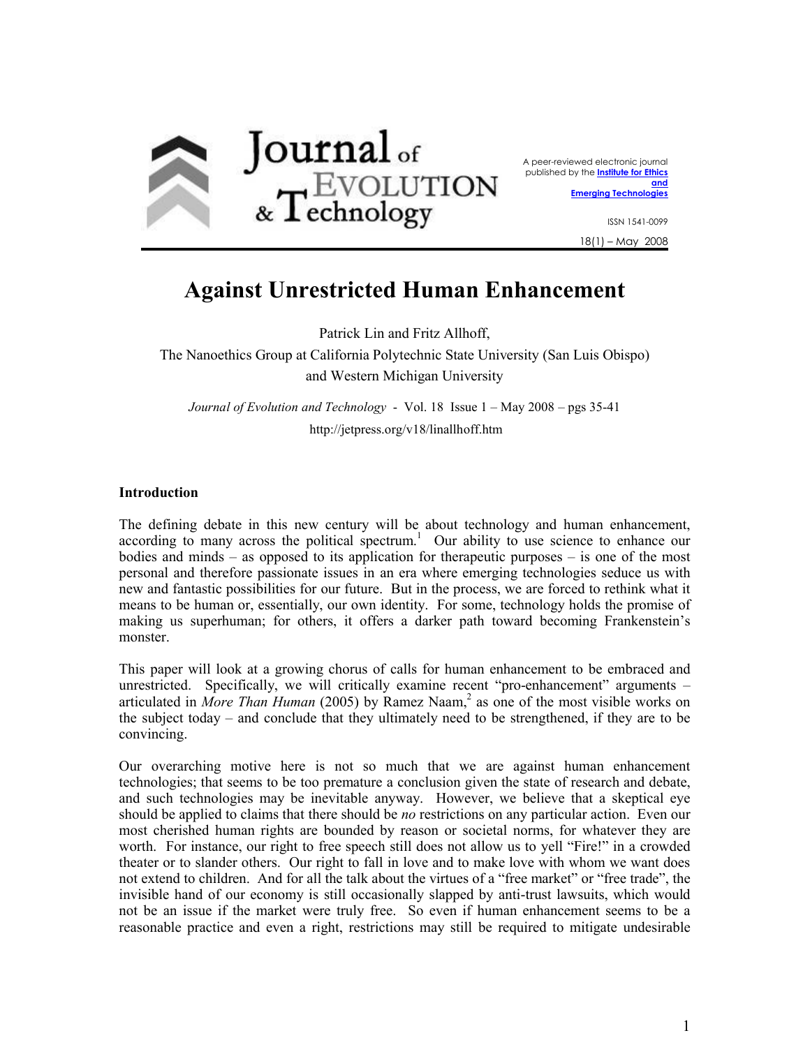# Against Unrestricted Human Enhancement

Patrick Lin and Fritz Allhoff,

The Nanoethics Group at California Polytechnic State University (San Luis Obispo) and Western Michigan University

*Journal of Evolution and Technology* - Vol. 18 Issue 1 – May 2008 – pgs 35-41

http://jetpress.org/v18/linallhoff.htm

## Introduction

The defining debate in this new century will be about technology and human enhancement, according to many across the political spectrum.[1] Our ability to use science to enhance our bodies and minds – as opposed to its application for therapeutic purposes – is one of the most personal and therefore passionate issues in an era where emerging technologies seduce us with new and fantastic possibilities for our future. But in the process, we are forced to rethink what it means to be human or, essentially, our own identity. For some, technology holds the promise of making us superhuman; for others, it offers a darker path toward becoming Frankenstein's monster.

This paper will look at a growing chorus of calls for human enhancement to be embraced and unrestricted. Specifically, we will critically examine recent "pro-enhancement" arguments – articulated in *More Than Human* (2005) by Ramez Naam,[2] as one of the most visible works on the subject today – and conclude that they ultimately need to be strengthened, if they are to be convincing.

Our overarching motive here is not so much that we are against human enhancement technologies; that seems to be too premature a conclusion given the state of research and debate, and such technologies may be inevitable anyway. However, we believe that a skeptical eye should be applied to claims that there should be *no* restrictions on any particular action. Even our most cherished human rights are bounded by reason or societal norms, for whatever they are worth. For instance, our right to free speech still does not allow us to yell "Fire!" in a crowded theater or to slander others. Our right to fall in love and to make love with whom we want does not extend to children. And for all the talk about the virtues of a "free market" or "free trade", the invisible hand of our economy is still occasionally slapped by anti-trust lawsuits, which would not be an issue if the market were truly free. So even if human enhancement seems to be a reasonable practice and even a right, restrictions may still be required to mitigate undesirable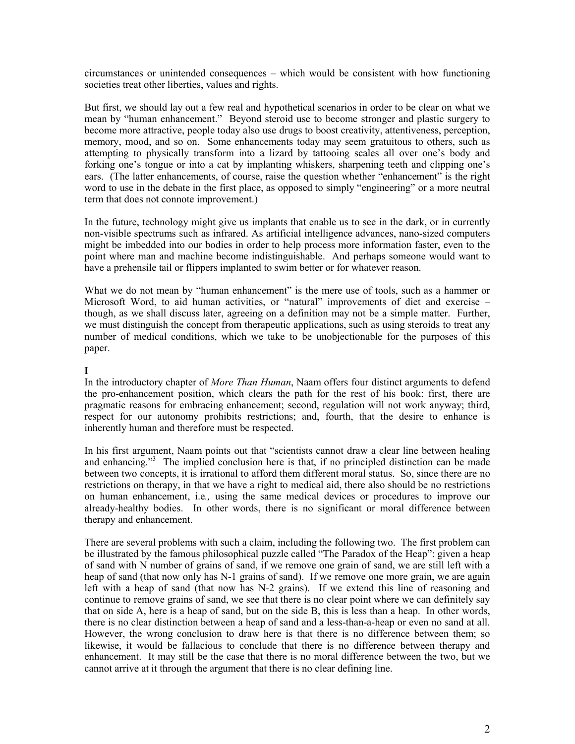circumstances or unintended consequences – which would be consistent with how functioning societies treat other liberties, values and rights.

But first, we should lay out a few real and hypothetical scenarios in order to be clear on what we mean by "human enhancement." Beyond steroid use to become stronger and plastic surgery to become more attractive, people today also use drugs to boost creativity, attentiveness, perception, memory, mood, and so on. Some enhancements today may seem gratuitous to others, such as attempting to physically transform into a lizard by tattooing scales all over one's body and forking one's tongue or into a cat by implanting whiskers, sharpening teeth and clipping one's ears. (The latter enhancements, of course, raise the question whether "enhancement" is the right word to use in the debate in the first place, as opposed to simply "engineering" or a more neutral term that does not connote improvement.)

In the future, technology might give us implants that enable us to see in the dark, or in currently non-visible spectrums such as infrared. As artificial intelligence advances, nano-sized computers might be imbedded into our bodies in order to help process more information faster, even to the point where man and machine become indistinguishable. And perhaps someone would want to have a prehensile tail or flippers implanted to swim better or for whatever reason.

What we do not mean by "human enhancement" is the mere use of tools, such as a hammer or Microsoft Word, to aid human activities, or "natural" improvements of diet and exercise – though, as we shall discuss later, agreeing on a definition may not be a simple matter. Further, we must distinguish the concept from therapeutic applications, such as using steroids to treat any number of medical conditions, which we take to be unobjectionable for the purposes of this paper.

## I

In the introductory chapter of *More Than Human*, Naam offers four distinct arguments to defend the pro-enhancement position, which clears the path for the rest of his book: first, there are pragmatic reasons for embracing enhancement; second, regulation will not work anyway; third, respect for our autonomy prohibits restrictions; and, fourth, that the desire to enhance is inherently human and therefore must be respected.

In his first argument, Naam points out that "scientists cannot draw a clear line between healing and enhancing."[3] The implied conclusion here is that, if no principled distinction can be made between two concepts, it is irrational to afford them different moral status. So, since there are no restrictions on therapy, in that we have a right to medical aid, there also should be no restrictions on human enhancement, i.e*.,* using the same medical devices or procedures to improve our already-healthy bodies. In other words, there is no significant or moral difference between therapy and enhancement.

There are several problems with such a claim, including the following two. The first problem can be illustrated by the famous philosophical puzzle called "The Paradox of the Heap": given a heap of sand with N number of grains of sand, if we remove one grain of sand, we are still left with a heap of sand (that now only has N-1 grains of sand). If we remove one more grain, we are again left with a heap of sand (that now has N-2 grains). If we extend this line of reasoning and continue to remove grains of sand, we see that there is no clear point where we can definitely say that on side A, here is a heap of sand, but on the side B, this is less than a heap. In other words, there is no clear distinction between a heap of sand and a less-than-a-heap or even no sand at all. However, the wrong conclusion to draw here is that there is no difference between them; so likewise, it would be fallacious to conclude that there is no difference between therapy and enhancement. It may still be the case that there is no moral difference between the two, but we cannot arrive at it through the argument that there is no clear defining line.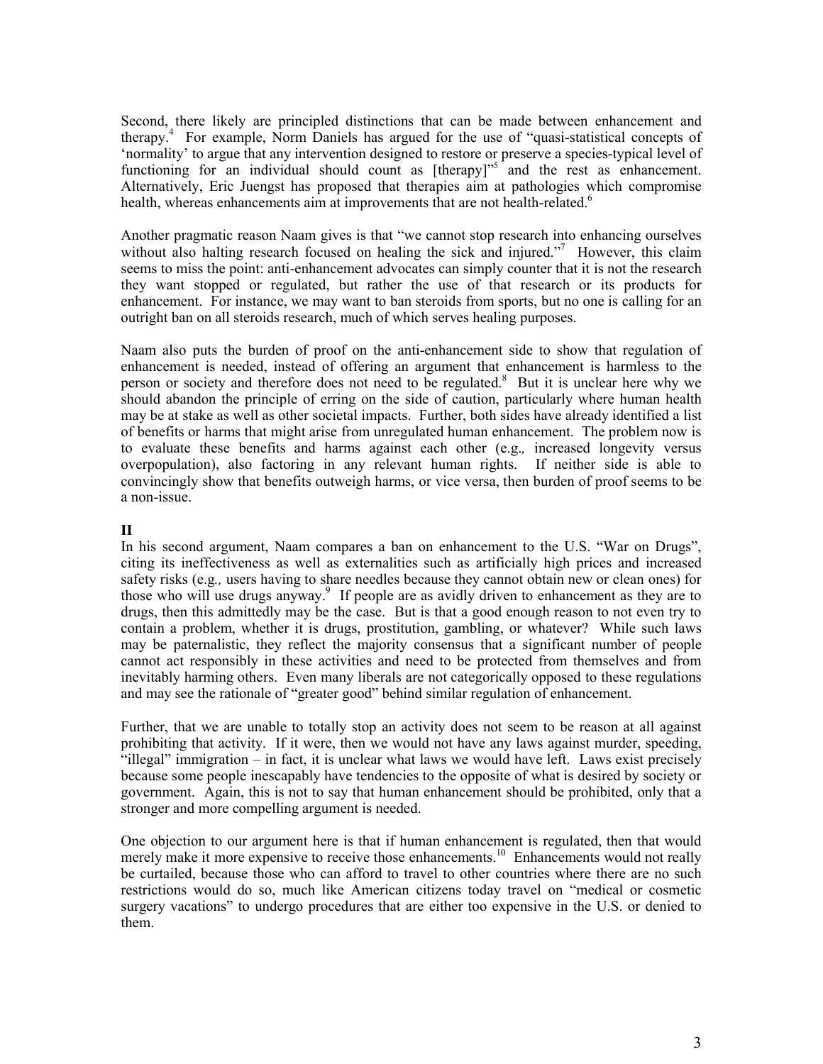Second, there likely are principled distinctions that can be made between enhancement and therapy.[4] For example, Norm Daniels has argued for the use of "quasi-statistical concepts of 'normality' to argue that any intervention designed to restore or preserve a species-typical level of functioning for an individual should count as [therapy]"[5] and the rest as enhancement. Alternatively, Eric Juengst has proposed that therapies aim at pathologies which compromise health, whereas enhancements aim at improvements that are not health-related.[6]

Another pragmatic reason Naam gives is that "we cannot stop research into enhancing ourselves without also halting research focused on healing the sick and injured."[7] However, this claim seems to miss the point: anti-enhancement advocates can simply counter that it is not the research they want stopped or regulated, but rather the use of that research or its products for enhancement. For instance, we may want to ban steroids from sports, but no one is calling for an outright ban on all steroids research, much of which serves healing purposes.

Naam also puts the burden of proof on the anti-enhancement side to show that regulation of enhancement is needed, instead of offering an argument that enhancement is harmless to the person or society and therefore does not need to be regulated.[8] But it is unclear here why we should abandon the principle of erring on the side of caution, particularly where human health may be at stake as well as other societal impacts. Further, both sides have already identified a list of benefits or harms that might arise from unregulated human enhancement. The problem now is to evaluate these benefits and harms against each other (e.g., increased longevity versus overpopulation), also factoring in any relevant human rights. If neither side is able to convincingly show that benefits outweigh harms, or vice versa, then burden of proof seems to be a non-issue.

**II**

In his second argument, Naam compares a ban on enhancement to the U.S. "War on Drugs", citing its ineffectiveness as well as externalities such as artificially high prices and increased safety risks (e.g., users having to share needles because they cannot obtain new or clean ones) for those who will use drugs anyway.[9] If people are as avidly driven to enhancement as they are to drugs, then this admittedly may be the case. But is that a good enough reason to not even try to contain a problem, whether it is drugs, prostitution, gambling, or whatever? While such laws may be paternalistic, they reflect the majority consensus that a significant number of people cannot act responsibly in these activities and need to be protected from themselves and from inevitably harming others. Even many liberals are not categorically opposed to these regulations and may see the rationale of "greater good" behind similar regulation of enhancement.

Further, that we are unable to totally stop an activity does not seem to be reason at all against prohibiting that activity. If it were, then we would not have any laws against murder, speeding, "illegal" immigration – in fact, it is unclear what laws we would have left. Laws exist precisely because some people inescapably have tendencies to the opposite of what is desired by society or government. Again, this is not to say that human enhancement should be prohibited, only that a stronger and more compelling argument is needed.

One objection to our argument here is that if human enhancement is regulated, then that would merely make it more expensive to receive those enhancements.[10] Enhancements would not really be curtailed, because those who can afford to travel to other countries where there are no such restrictions would do so, much like American citizens today travel on "medical or cosmetic surgery vacations" to undergo procedures that are either too expensive in the U.S. or denied to them.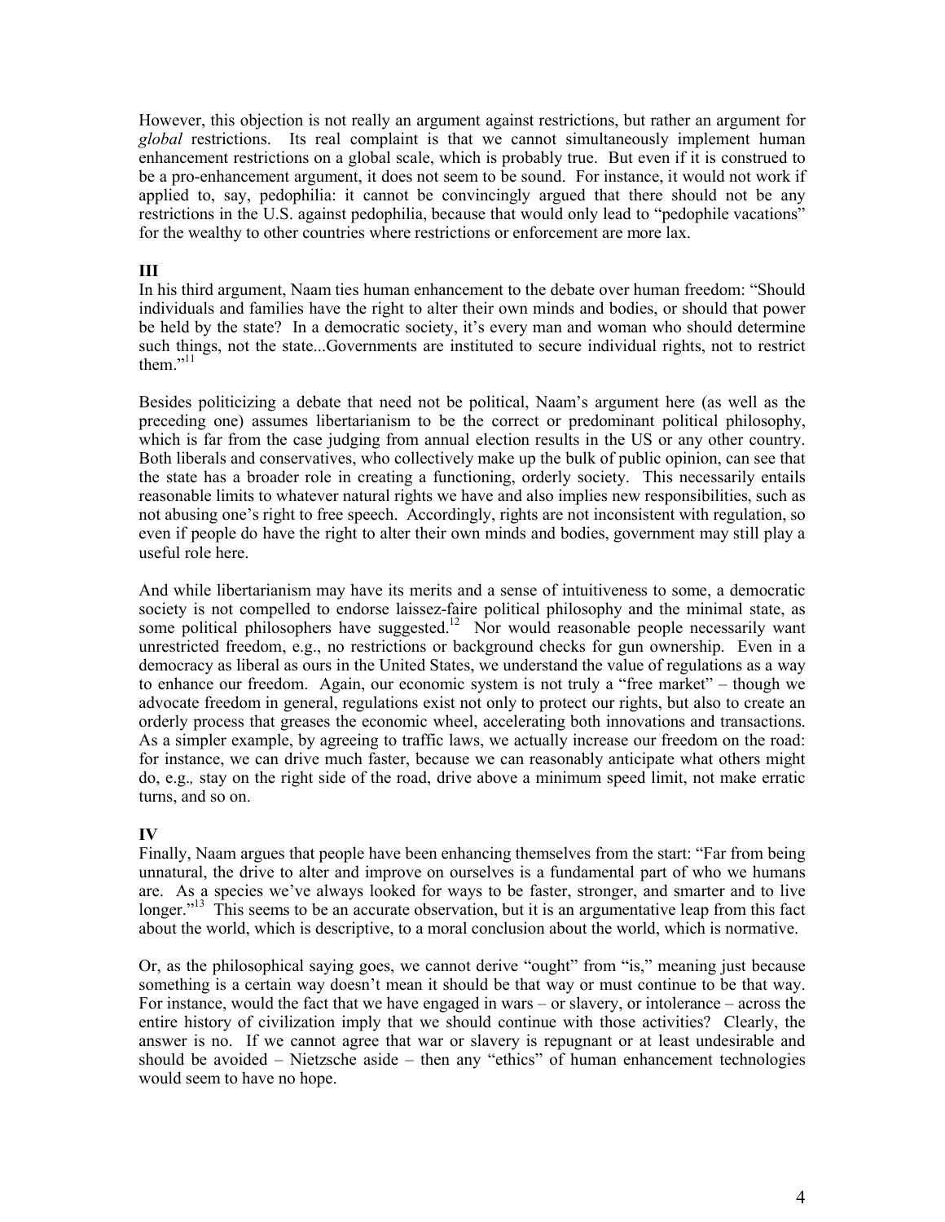However, this objection is not really an argument against restrictions, but rather an argument for *global* restrictions. Its real complaint is that we cannot simultaneously implement human enhancement restrictions on a global scale, which is probably true. But even if it is construed to be a pro-enhancement argument, it does not seem to be sound. For instance, it would not work if applied to, say, pedophilia: it cannot be convincingly argued that there should not be any restrictions in the U.S. against pedophilia, because that would only lead to "pedophile vacations" for the wealthy to other countries where restrictions or enforcement are more lax.

**III**

In his third argument, Naam ties human enhancement to the debate over human freedom: "Should individuals and families have the right to alter their own minds and bodies, or should that power be held by the state? In a democratic society, it's every man and woman who should determine such things, not the state...Governments are instituted to secure individual rights, not to restrict them."[11]

Besides politicizing a debate that need not be political, Naam's argument here (as well as the preceding one) assumes libertarianism to be the correct or predominant political philosophy, which is far from the case judging from annual election results in the US or any other country. Both liberals and conservatives, who collectively make up the bulk of public opinion, can see that the state has a broader role in creating a functioning, orderly society. This necessarily entails reasonable limits to whatever natural rights we have and also implies new responsibilities, such as not abusing one's right to free speech. Accordingly, rights are not inconsistent with regulation, so even if people do have the right to alter their own minds and bodies, government may still play a useful role here.

And while libertarianism may have its merits and a sense of intuitiveness to some, a democratic society is not compelled to endorse laissez-faire political philosophy and the minimal state, as some political philosophers have suggested.[12] Nor would reasonable people necessarily want unrestricted freedom, e.g., no restrictions or background checks for gun ownership. Even in a democracy as liberal as ours in the United States, we understand the value of regulations as a way to enhance our freedom. Again, our economic system is not truly a "free market" – though we advocate freedom in general, regulations exist not only to protect our rights, but also to create an orderly process that greases the economic wheel, accelerating both innovations and transactions. As a simpler example, by agreeing to traffic laws, we actually increase our freedom on the road: for instance, we can drive much faster, because we can reasonably anticipate what others might do, e.g., stay on the right side of the road, drive above a minimum speed limit, not make erratic turns, and so on.

**IV**

Finally, Naam argues that people have been enhancing themselves from the start: "Far from being unnatural, the drive to alter and improve on ourselves is a fundamental part of who we humans are. As a species we've always looked for ways to be faster, stronger, and smarter and to live longer."[13] This seems to be an accurate observation, but it is an argumentative leap from this fact about the world, which is descriptive, to a moral conclusion about the world, which is normative.

Or, as the philosophical saying goes, we cannot derive "ought" from "is," meaning just because something is a certain way doesn't mean it should be that way or must continue to be that way. For instance, would the fact that we have engaged in wars – or slavery, or intolerance – across the entire history of civilization imply that we should continue with those activities? Clearly, the answer is no. If we cannot agree that war or slavery is repugnant or at least undesirable and should be avoided – Nietzsche aside – then any "ethics" of human enhancement technologies would seem to have no hope.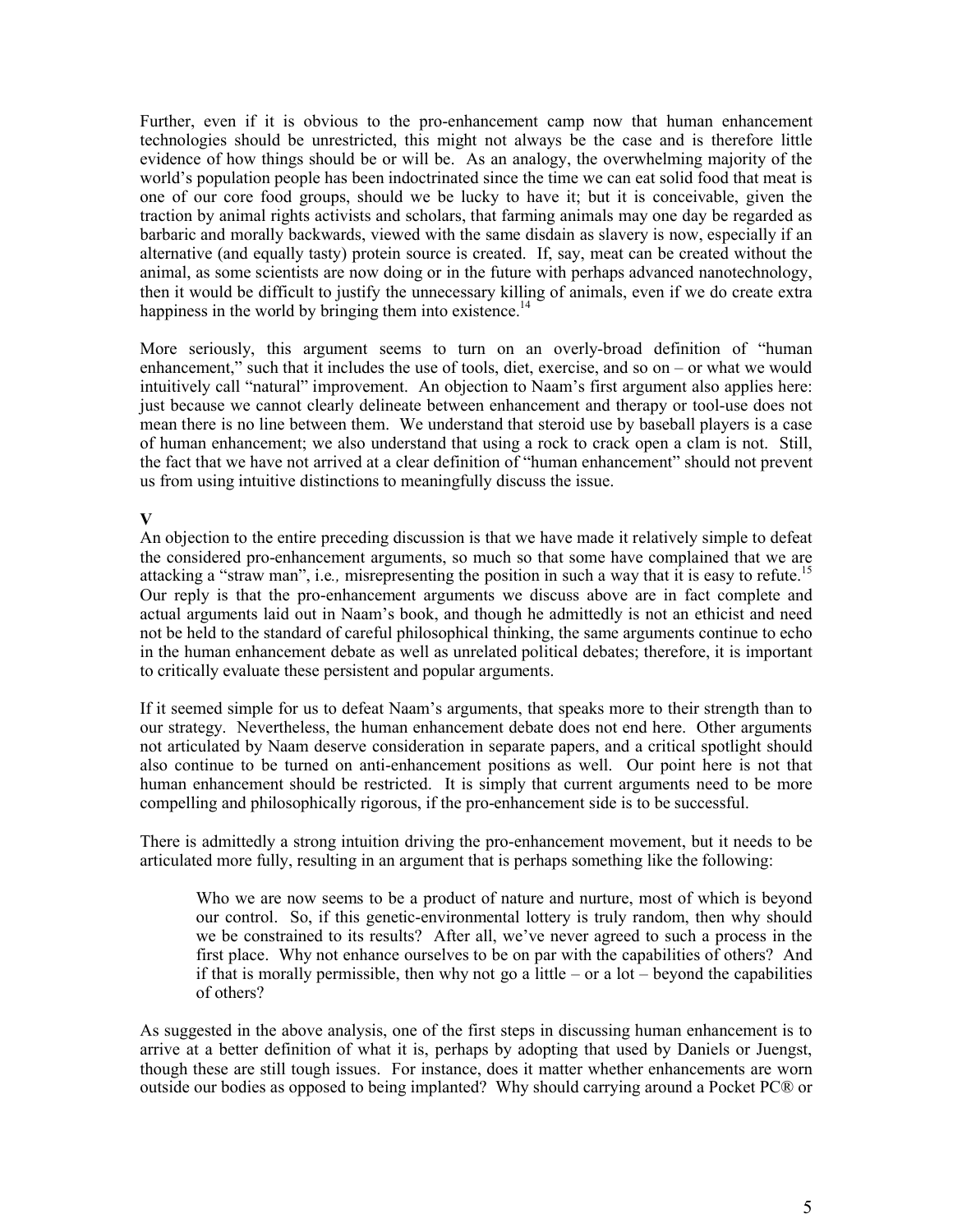Further, even if it is obvious to the pro-enhancement camp now that human enhancement technologies should be unrestricted, this might not always be the case and is therefore little evidence of how things should be or will be. As an analogy, the overwhelming majority of the world's population people has been indoctrinated since the time we can eat solid food that meat is one of our core food groups, should we be lucky to have it; but it is conceivable, given the traction by animal rights activists and scholars, that farming animals may one day be regarded as barbaric and morally backwards, viewed with the same disdain as slavery is now, especially if an alternative (and equally tasty) protein source is created. If, say, meat can be created without the animal, as some scientists are now doing or in the future with perhaps advanced nanotechnology, then it would be difficult to justify the unnecessary killing of animals, even if we do create extra happiness in the world by bringing them into existence.[14]

More seriously, this argument seems to turn on an overly-broad definition of "human enhancement," such that it includes the use of tools, diet, exercise, and so on – or what we would intuitively call "natural" improvement. An objection to Naam's first argument also applies here: just because we cannot clearly delineate between enhancement and therapy or tool-use does not mean there is no line between them. We understand that steroid use by baseball players is a case of human enhancement; we also understand that using a rock to crack open a clam is not. Still, the fact that we have not arrived at a clear definition of "human enhancement" should not prevent us from using intuitive distinctions to meaningfully discuss the issue.

## V

An objection to the entire preceding discussion is that we have made it relatively simple to defeat the considered pro-enhancement arguments, so much so that some have complained that we are attacking a "straw man", i.e*.,* misrepresenting the position in such a way that it is easy to refute.[15] Our reply is that the pro-enhancement arguments we discuss above are in fact complete and actual arguments laid out in Naam's book, and though he admittedly is not an ethicist and need not be held to the standard of careful philosophical thinking, the same arguments continue to echo in the human enhancement debate as well as unrelated political debates; therefore, it is important to critically evaluate these persistent and popular arguments.

If it seemed simple for us to defeat Naam's arguments, that speaks more to their strength than to our strategy. Nevertheless, the human enhancement debate does not end here. Other arguments not articulated by Naam deserve consideration in separate papers, and a critical spotlight should also continue to be turned on anti-enhancement positions as well. Our point here is not that human enhancement should be restricted. It is simply that current arguments need to be more compelling and philosophically rigorous, if the pro-enhancement side is to be successful.

There is admittedly a strong intuition driving the pro-enhancement movement, but it needs to be articulated more fully, resulting in an argument that is perhaps something like the following:

> Who we are now seems to be a product of nature and nurture, most of which is beyond our control. So, if this genetic-environmental lottery is truly random, then why should we be constrained to its results? After all, we've never agreed to such a process in the first place. Why not enhance ourselves to be on par with the capabilities of others? And if that is morally permissible, then why not go a little – or a lot – beyond the capabilities of others?

As suggested in the above analysis, one of the first steps in discussing human enhancement is to arrive at a better definition of what it is, perhaps by adopting that used by Daniels or Juengst, though these are still tough issues. For instance, does it matter whether enhancements are worn outside our bodies as opposed to being implanted? Why should carrying around a Pocket PC® or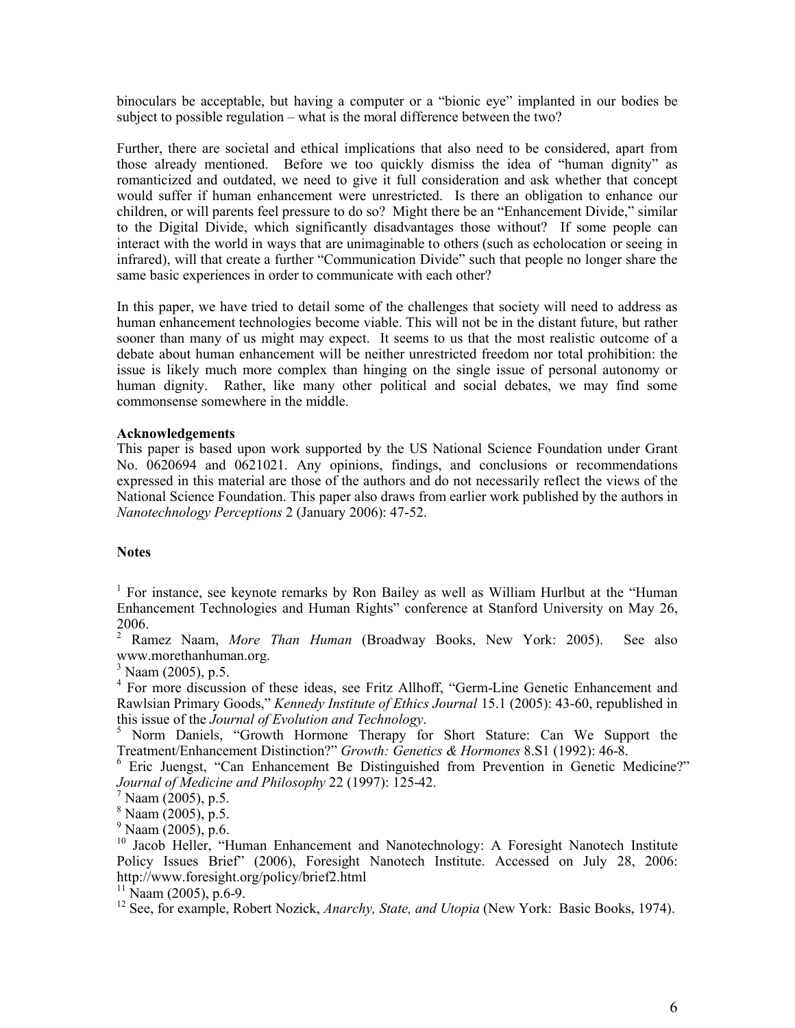binoculars be acceptable, but having a computer or a "bionic eye" implanted in our bodies be subject to possible regulation – what is the moral difference between the two?

Further, there are societal and ethical implications that also need to be considered, apart from those already mentioned. Before we too quickly dismiss the idea of "human dignity" as romanticized and outdated, we need to give it full consideration and ask whether that concept would suffer if human enhancement were unrestricted. Is there an obligation to enhance our children, or will parents feel pressure to do so? Might there be an "Enhancement Divide," similar to the Digital Divide, which significantly disadvantages those without? If some people can interact with the world in ways that are unimaginable to others (such as echolocation or seeing in infrared), will that create a further "Communication Divide" such that people no longer share the same basic experiences in order to communicate with each other?

In this paper, we have tried to detail some of the challenges that society will need to address as human enhancement technologies become viable. This will not be in the distant future, but rather sooner than many of us might may expect. It seems to us that the most realistic outcome of a debate about human enhancement will be neither unrestricted freedom nor total prohibition: the issue is likely much more complex than hinging on the single issue of personal autonomy or human dignity. Rather, like many other political and social debates, we may find some commonsense somewhere in the middle.

**Acknowledgements**

This paper is based upon work supported by the US National Science Foundation under Grant No. 0620694 and 0621021. Any opinions, findings, and conclusions or recommendations expressed in this material are those of the authors and do not necessarily reflect the views of the National Science Foundation. This paper also draws from earlier work published by the authors in *Nanotechnology Perceptions* 2 (January 2006): 47-52.

**Notes**

[1] For instance, see keynote remarks by Ron Bailey as well as William Hurlbut at the "Human Enhancement Technologies and Human Rights" conference at Stanford University on May 26, 2006.

[2] Ramez Naam, *More Than Human* (Broadway Books, New York: 2005). See also www.morethanhuman.org.

[3] Naam (2005), p.5.

[4] For more discussion of these ideas, see Fritz Allhoff, "Germ-Line Genetic Enhancement and Rawlsian Primary Goods," *Kennedy Institute of Ethics Journal* 15.1 (2005): 43-60, republished in this issue of the *Journal of Evolution and Technology*.

[5] Norm Daniels, "Growth Hormone Therapy for Short Stature: Can We Support the Treatment/Enhancement Distinction?" *Growth: Genetics & Hormones* 8.S1 (1992): 46-8.

[6] Eric Juengst, "Can Enhancement Be Distinguished from Prevention in Genetic Medicine?" *Journal of Medicine and Philosophy* 22 (1997): 125-42.

[7] Naam (2005), p.5.

[8] Naam (2005), p.5.

[9] Naam (2005), p.6.

[10] Jacob Heller, "Human Enhancement and Nanotechnology: A Foresight Nanotech Institute Policy Issues Brief" (2006), Foresight Nanotech Institute. Accessed on July 28, 2006: http://www.foresight.org/policy/brief2.html

[11] Naam (2005), p.6-9.

[12] See, for example, Robert Nozick, *Anarchy, State, and Utopia* (New York: Basic Books, 1974).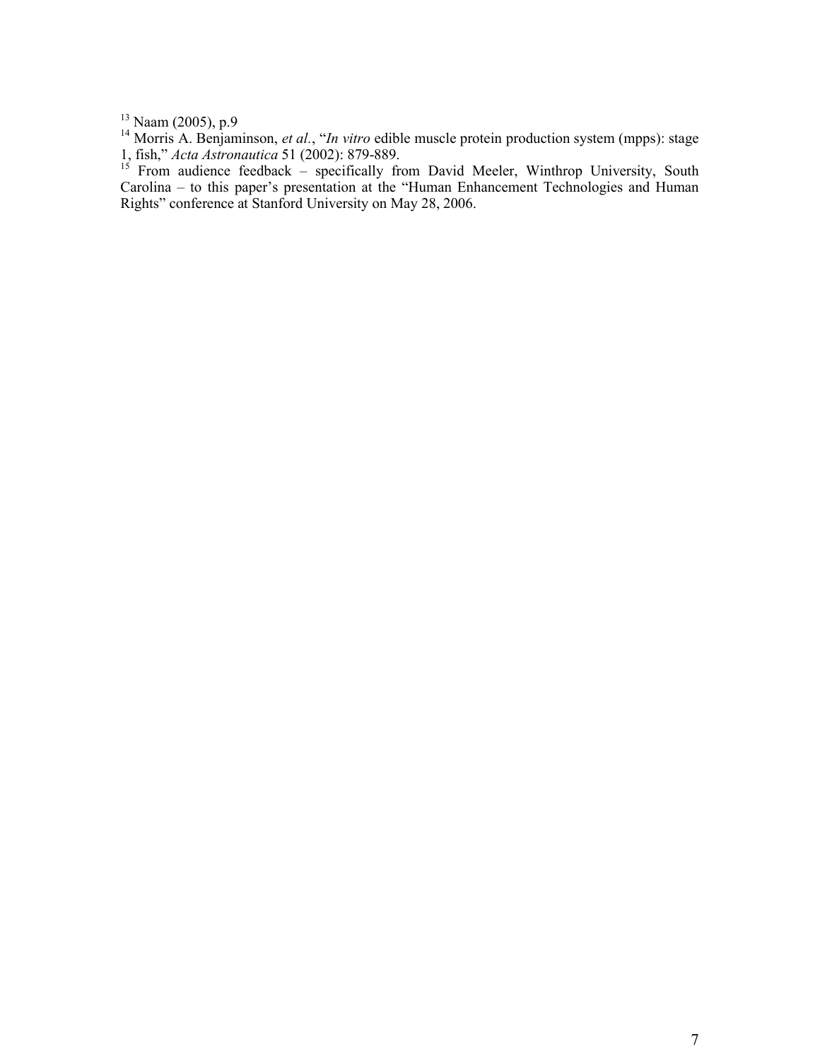[13] Naam (2005), p.9

[14] Morris A. Benjaminson, *et al.*, "*In vitro* edible muscle protein production system (mpps): stage 1, fish," *Acta Astronautica* 51 (2002): 879-889.

[15] From audience feedback – specifically from David Meeler, Winthrop University, South Carolina – to this paper's presentation at the "Human Enhancement Technologies and Human Rights" conference at Stanford University on May 28, 2006.